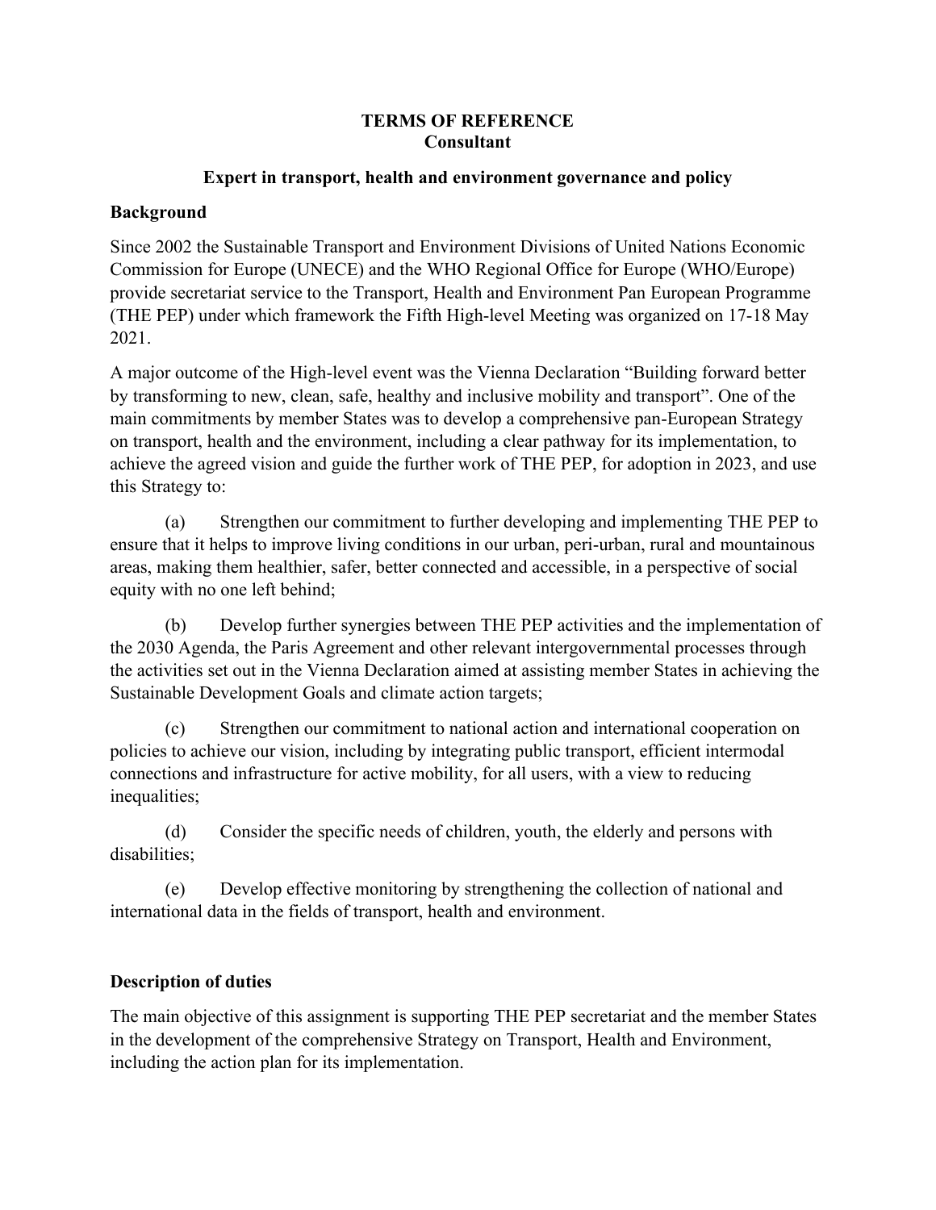**TERMS OF REFERENCE**
**Consultant**

**Expert in transport, health and environment governance and policy**

**Background**

Since 2002 the Sustainable Transport and Environment Divisions of United Nations Economic Commission for Europe (UNECE) and the WHO Regional Office for Europe (WHO/Europe) provide secretariat service to the Transport, Health and Environment Pan European Programme (THE PEP) under which framework the Fifth High-level Meeting was organized on 17-18 May 2021.

A major outcome of the High-level event was the Vienna Declaration "Building forward better by transforming to new, clean, safe, healthy and inclusive mobility and transport". One of the main commitments by member States was to develop a comprehensive pan-European Strategy on transport, health and the environment, including a clear pathway for its implementation, to achieve the agreed vision and guide the further work of THE PEP, for adoption in 2023, and use this Strategy to:

(a) Strengthen our commitment to further developing and implementing THE PEP to ensure that it helps to improve living conditions in our urban, peri-urban, rural and mountainous areas, making them healthier, safer, better connected and accessible, in a perspective of social equity with no one left behind;

(b) Develop further synergies between THE PEP activities and the implementation of the 2030 Agenda, the Paris Agreement and other relevant intergovernmental processes through the activities set out in the Vienna Declaration aimed at assisting member States in achieving the Sustainable Development Goals and climate action targets;

(c) Strengthen our commitment to national action and international cooperation on policies to achieve our vision, including by integrating public transport, efficient intermodal connections and infrastructure for active mobility, for all users, with a view to reducing inequalities;

(d) Consider the specific needs of children, youth, the elderly and persons with disabilities;

(e) Develop effective monitoring by strengthening the collection of national and international data in the fields of transport, health and environment.

**Description of duties**

The main objective of this assignment is supporting THE PEP secretariat and the member States in the development of the comprehensive Strategy on Transport, Health and Environment, including the action plan for its implementation.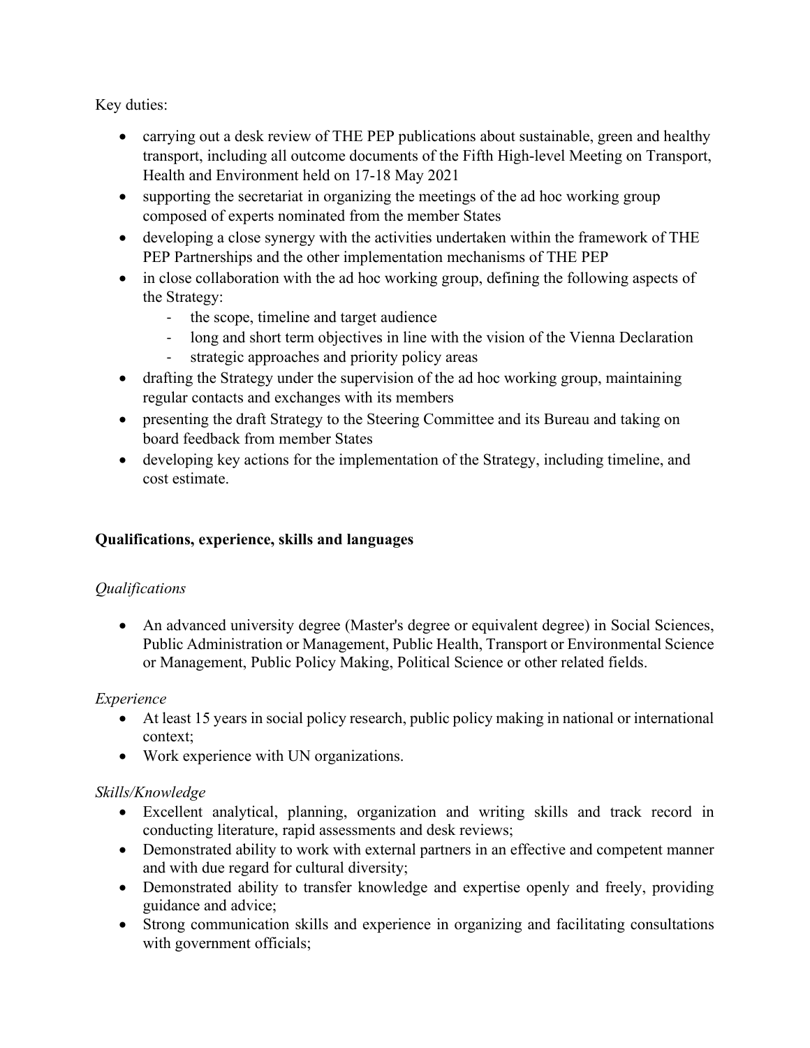Key duties:

- carrying out a desk review of THE PEP publications about sustainable, green and healthy transport, including all outcome documents of the Fifth High-level Meeting on Transport, Health and Environment held on 17-18 May 2021
- supporting the secretariat in organizing the meetings of the ad hoc working group composed of experts nominated from the member States
- developing a close synergy with the activities undertaken within the framework of THE PEP Partnerships and the other implementation mechanisms of THE PEP
- in close collaboration with the ad hoc working group, defining the following aspects of the Strategy:
    - the scope, timeline and target audience
    - long and short term objectives in line with the vision of the Vienna Declaration
    - strategic approaches and priority policy areas
- drafting the Strategy under the supervision of the ad hoc working group, maintaining regular contacts and exchanges with its members
- presenting the draft Strategy to the Steering Committee and its Bureau and taking on board feedback from member States
- developing key actions for the implementation of the Strategy, including timeline, and cost estimate.

**Qualifications, experience, skills and languages**

*Qualifications*

- An advanced university degree (Master's degree or equivalent degree) in Social Sciences, Public Administration or Management, Public Health, Transport or Environmental Science or Management, Public Policy Making, Political Science or other related fields.

*Experience*

- At least 15 years in social policy research, public policy making in national or international context;
- Work experience with UN organizations.

*Skills/Knowledge*

- Excellent analytical, planning, organization and writing skills and track record in conducting literature, rapid assessments and desk reviews;
- Demonstrated ability to work with external partners in an effective and competent manner and with due regard for cultural diversity;
- Demonstrated ability to transfer knowledge and expertise openly and freely, providing guidance and advice;
- Strong communication skills and experience in organizing and facilitating consultations with government officials;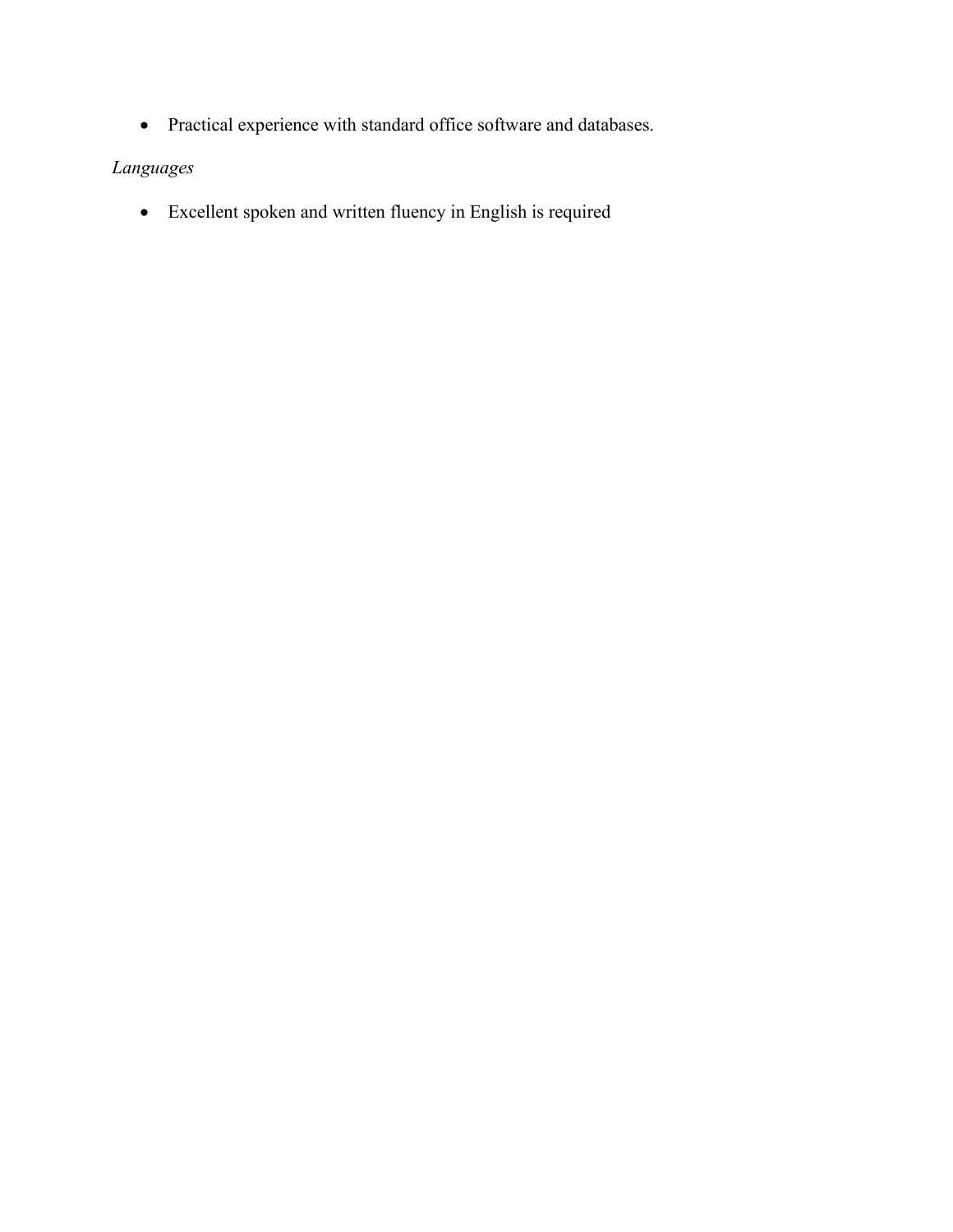- Practical experience with standard office software and databases.

*Languages*

- Excellent spoken and written fluency in English is required